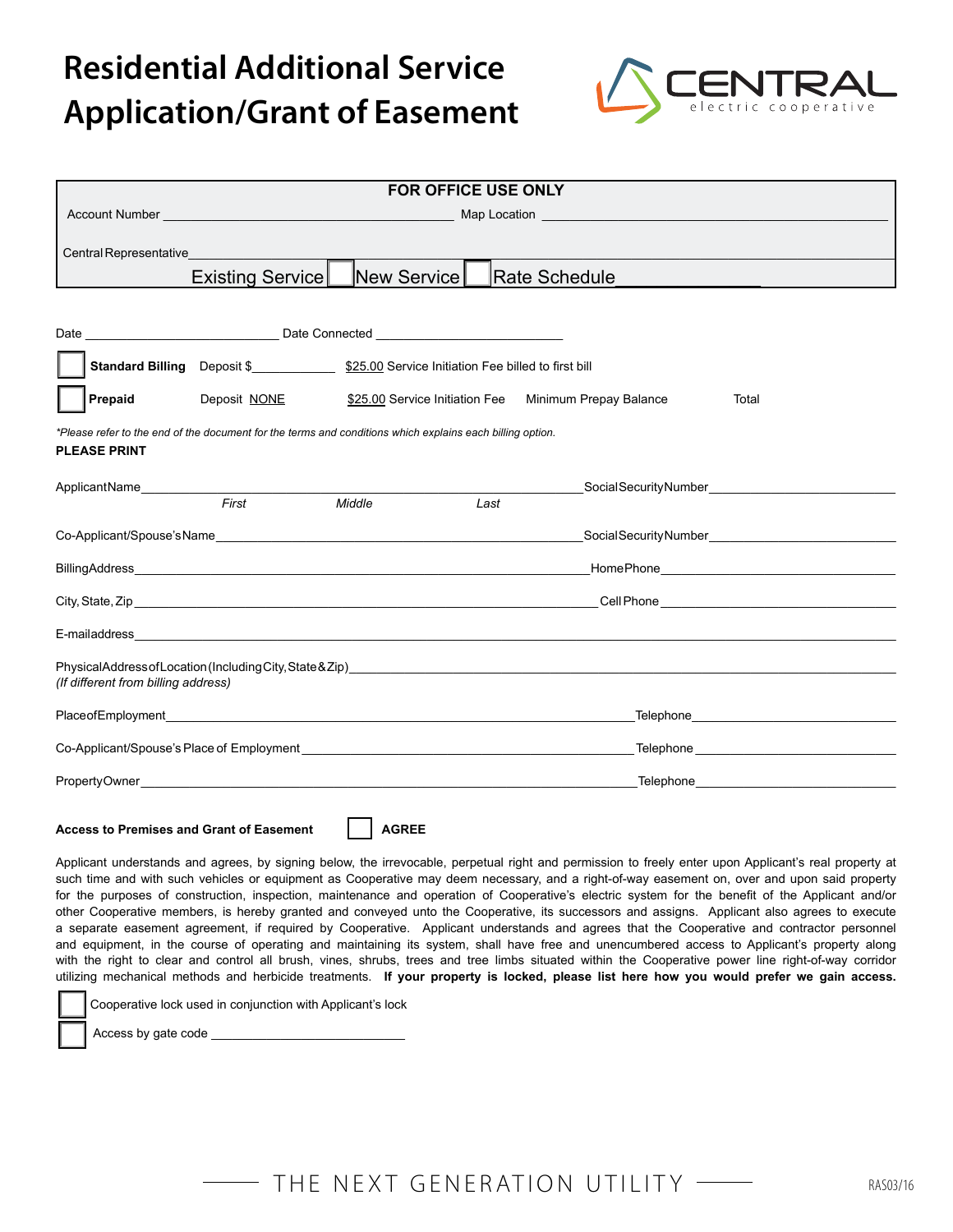# Residential Additional Service Application/Grant of Easement

CENTRAL electric cooperative

| FOR OFFICE USE ONLY |
| --- |
| Account Number ______________________ Map Location ______________________ |
| Central Representative ______________________ |
| Existing Service ☐ New Service ☐ Rate Schedule ______________ |

Date ______________________ Date Connected ______________________

☐ **Standard Billing** Deposit $__________ $25.00 Service Initiation Fee billed to first bill

☐ **Prepaid** Deposit NONE $25.00 Service Initiation Fee Minimum Prepay Balance Total

*\*Please refer to the end of the document for the terms and conditions which explains each billing option.*

**PLEASE PRINT**

Applicant Name ______________________ Social Security Number ______________________
*First* *Middle* *Last*

Co-Applicant/Spouse's Name ______________________ Social Security Number ______________________

Billing Address ______________________ Home Phone ______________________

City, State, Zip ______________________ Cell Phone ______________________

E-mail address ______________________

Physical Address of Location (Including City, State & Zip) ______________________
*(If different from billing address)*

Place of Employment ______________________ Telephone ______________________

Co-Applicant/Spouse's Place of Employment ______________________ Telephone ______________________

Property Owner ______________________ Telephone ______________________

**Access to Premises and Grant of Easement** ☐ **AGREE**

Applicant understands and agrees, by signing below, the irrevocable, perpetual right and permission to freely enter upon Applicant's real property at such time and with such vehicles or equipment as Cooperative may deem necessary, and a right-of-way easement on, over and upon said property for the purposes of construction, inspection, maintenance and operation of Cooperative's electric system for the benefit of the Applicant and/or other Cooperative members, is hereby granted and conveyed unto the Cooperative, its successors and assigns. Applicant also agrees to execute a separate easement agreement, if required by Cooperative. Applicant understands and agrees that the Cooperative and contractor personnel and equipment, in the course of operating and maintaining its system, shall have free and unencumbered access to Applicant's property along with the right to clear and control all brush, vines, shrubs, trees and tree limbs situated within the Cooperative power line right-of-way corridor utilizing mechanical methods and herbicide treatments. **If your property is locked, please list here how you would prefer we gain access.**

☐ Cooperative lock used in conjunction with Applicant's lock

☐ Access by gate code ______________________

THE NEXT GENERATION UTILITY

RAS03/16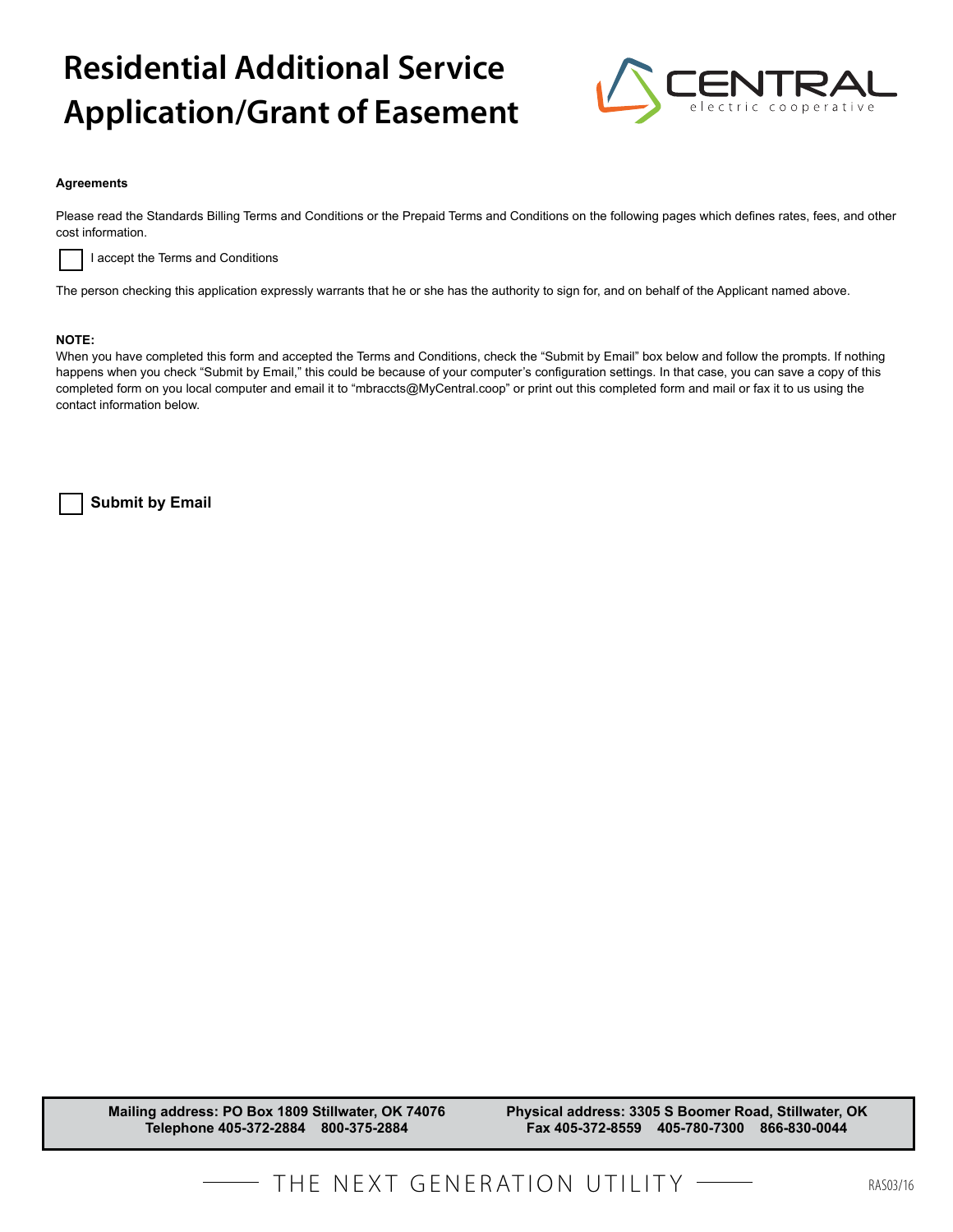# Residential Additional Service Application/Grant of Easement

CENTRAL electric cooperative

**Agreements**

Please read the Standards Billing Terms and Conditions or the Prepaid Terms and Conditions on the following pages which defines rates, fees, and other cost information.

☐ I accept the Terms and Conditions

The person checking this application expressly warrants that he or she has the authority to sign for, and on behalf of the Applicant named above.

**NOTE:**
When you have completed this form and accepted the Terms and Conditions, check the “Submit by Email” box below and follow the prompts. If nothing happens when you check “Submit by Email,” this could be because of your computer’s configuration settings. In that case, you can save a copy of this completed form on you local computer and email it to “mbraccts@MyCentral.coop” or print out this completed form and mail or fax it to us using the contact information below.

☐ **Submit by Email**

**Mailing address: PO Box 1809 Stillwater, OK 74076**
**Telephone 405-372-2884 800-375-2884**

**Physical address: 3305 S Boomer Road, Stillwater, OK**
**Fax 405-372-8559 405-780-7300 866-830-0044**

THE NEXT GENERATION UTILITY

RAS03/16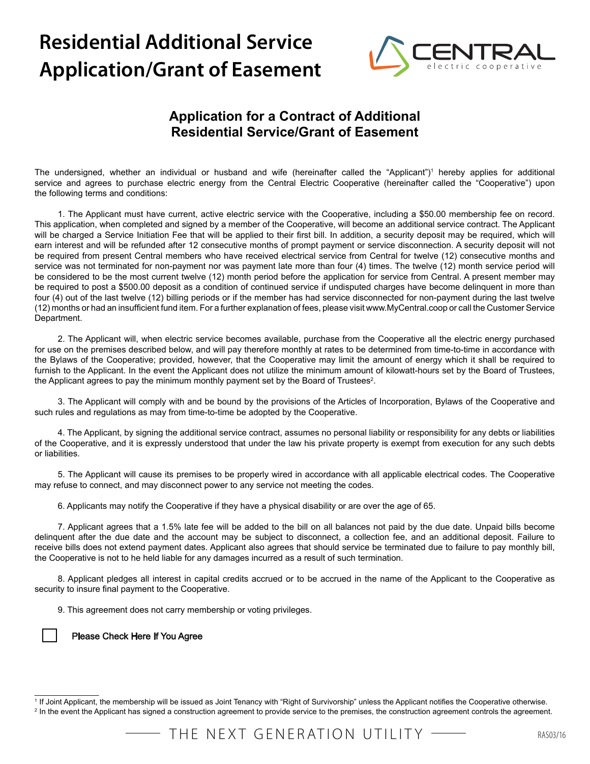# Residential Additional Service Application/Grant of Easement

## Application for a Contract of Additional Residential Service/Grant of Easement

The undersigned, whether an individual or husband and wife (hereinafter called the "Applicant")[1] hereby applies for additional service and agrees to purchase electric energy from the Central Electric Cooperative (hereinafter called the "Cooperative") upon the following terms and conditions:

1. The Applicant must have current, active electric service with the Cooperative, including a $50.00 membership fee on record. This application, when completed and signed by a member of the Cooperative, will become an additional service contract. The Applicant will be charged a Service Initiation Fee that will be applied to their first bill. In addition, a security deposit may be required, which will earn interest and will be refunded after 12 consecutive months of prompt payment or service disconnection. A security deposit will not be required from present Central members who have received electrical service from Central for twelve (12) consecutive months and service was not terminated for non-payment nor was payment late more than four (4) times. The twelve (12) month service period will be considered to be the most current twelve (12) month period before the application for service from Central. A present member may be required to post a $500.00 deposit as a condition of continued service if undisputed charges have become delinquent in more than four (4) out of the last twelve (12) billing periods or if the member has had service disconnected for non-payment during the last twelve (12) months or had an insufficient fund item. For a further explanation of fees, please visit www.MyCentral.coop or call the Customer Service Department.

2. The Applicant will, when electric service becomes available, purchase from the Cooperative all the electric energy purchased for use on the premises described below, and will pay therefore monthly at rates to be determined from time-to-time in accordance with the Bylaws of the Cooperative; provided, however, that the Cooperative may limit the amount of energy which it shall be required to furnish to the Applicant. In the event the Applicant does not utilize the minimum amount of kilowatt-hours set by the Board of Trustees, the Applicant agrees to pay the minimum monthly payment set by the Board of Trustees[2].

3. The Applicant will comply with and be bound by the provisions of the Articles of Incorporation, Bylaws of the Cooperative and such rules and regulations as may from time-to-time be adopted by the Cooperative.

4. The Applicant, by signing the additional service contract, assumes no personal liability or responsibility for any debts or liabilities of the Cooperative, and it is expressly understood that under the law his private property is exempt from execution for any such debts or liabilities.

5. The Applicant will cause its premises to be properly wired in accordance with all applicable electrical codes. The Cooperative may refuse to connect, and may disconnect power to any service not meeting the codes.

6. Applicants may notify the Cooperative if they have a physical disability or are over the age of 65.

7. Applicant agrees that a 1.5% late fee will be added to the bill on all balances not paid by the due date. Unpaid bills become delinquent after the due date and the account may be subject to disconnect, a collection fee, and an additional deposit. Failure to receive bills does not extend payment dates. Applicant also agrees that should service be terminated due to failure to pay monthly bill, the Cooperative is not to he held liable for any damages incurred as a result of such termination.

8. Applicant pledges all interest in capital credits accrued or to be accrued in the name of the Applicant to the Cooperative as security to insure final payment to the Cooperative.

9. This agreement does not carry membership or voting privileges.

☐ Please Check Here If You Agree

---

[1] If Joint Applicant, the membership will be issued as Joint Tenancy with "Right of Survivorship" unless the Applicant notifies the Cooperative otherwise.

[2] In the event the Applicant has signed a construction agreement to provide service to the premises, the construction agreement controls the agreement.

THE NEXT GENERATION UTILITY

RAS03/16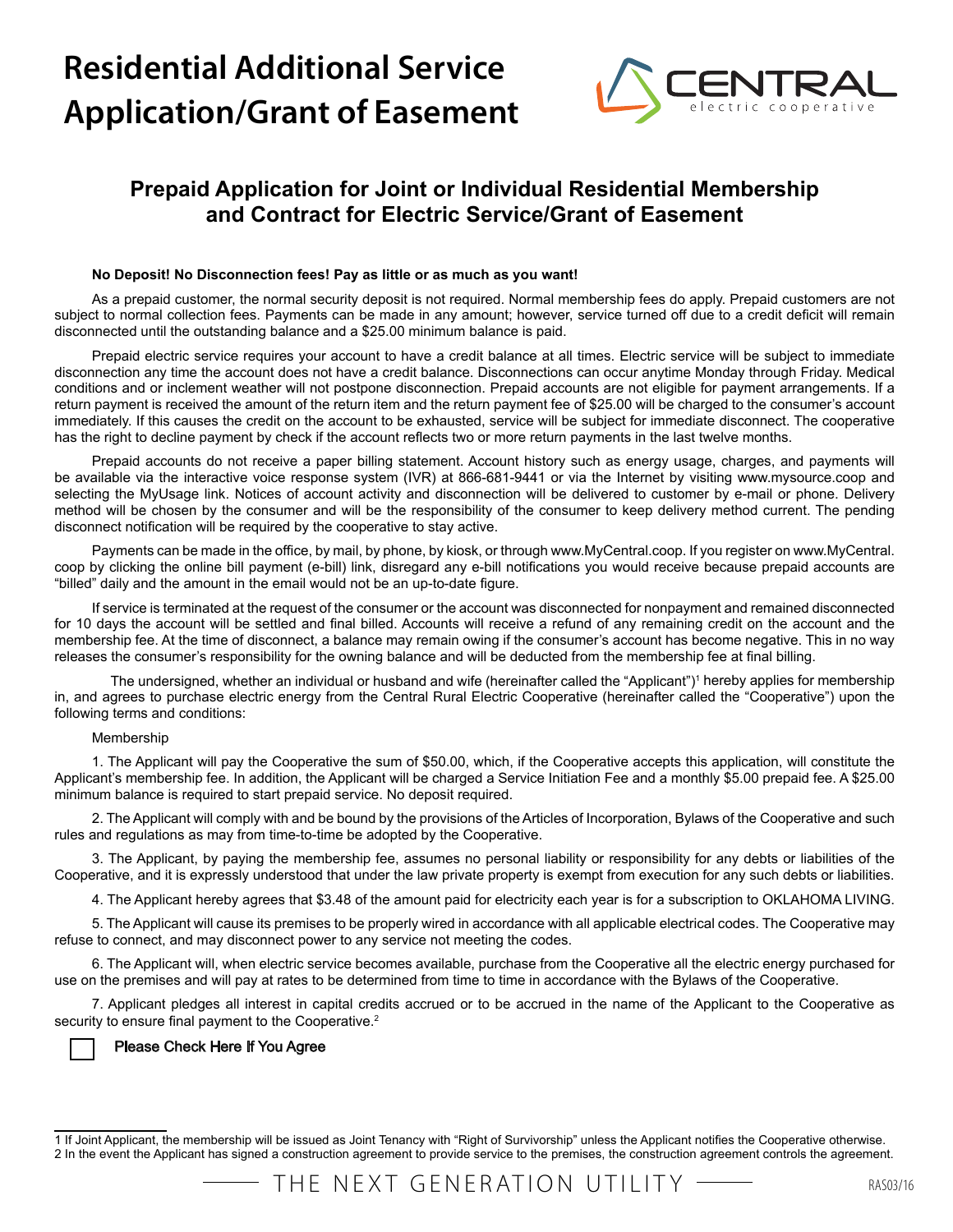# Residential Additional Service Application/Grant of Easement

CENTRAL electric cooperative

## Prepaid Application for Joint or Individual Residential Membership and Contract for Electric Service/Grant of Easement

**No Deposit! No Disconnection fees! Pay as little or as much as you want!**

As a prepaid customer, the normal security deposit is not required. Normal membership fees do apply. Prepaid customers are not subject to normal collection fees. Payments can be made in any amount; however, service turned off due to a credit deficit will remain disconnected until the outstanding balance and a $25.00 minimum balance is paid.

Prepaid electric service requires your account to have a credit balance at all times. Electric service will be subject to immediate disconnection any time the account does not have a credit balance. Disconnections can occur anytime Monday through Friday. Medical conditions and or inclement weather will not postpone disconnection. Prepaid accounts are not eligible for payment arrangements. If a return payment is received the amount of the return item and the return payment fee of $25.00 will be charged to the consumer's account immediately. If this causes the credit on the account to be exhausted, service will be subject for immediate disconnect. The cooperative has the right to decline payment by check if the account reflects two or more return payments in the last twelve months.

Prepaid accounts do not receive a paper billing statement. Account history such as energy usage, charges, and payments will be available via the interactive voice response system (IVR) at 866-681-9441 or via the Internet by visiting www.mysource.coop and selecting the MyUsage link. Notices of account activity and disconnection will be delivered to customer by e-mail or phone. Delivery method will be chosen by the consumer and will be the responsibility of the consumer to keep delivery method current. The pending disconnect notification will be required by the cooperative to stay active.

Payments can be made in the office, by mail, by phone, by kiosk, or through www.MyCentral.coop. If you register on www.MyCentral.coop by clicking the online bill payment (e-bill) link, disregard any e-bill notifications you would receive because prepaid accounts are "billed" daily and the amount in the email would not be an up-to-date figure.

If service is terminated at the request of the consumer or the account was disconnected for nonpayment and remained disconnected for 10 days the account will be settled and final billed. Accounts will receive a refund of any remaining credit on the account and the membership fee. At the time of disconnect, a balance may remain owing if the consumer's account has become negative. This in no way releases the consumer's responsibility for the owning balance and will be deducted from the membership fee at final billing.

The undersigned, whether an individual or husband and wife (hereinafter called the "Applicant")[1] hereby applies for membership in, and agrees to purchase electric energy from the Central Rural Electric Cooperative (hereinafter called the "Cooperative") upon the following terms and conditions:

Membership

1. The Applicant will pay the Cooperative the sum of $50.00, which, if the Cooperative accepts this application, will constitute the Applicant's membership fee. In addition, the Applicant will be charged a Service Initiation Fee and a monthly $5.00 prepaid fee. A $25.00 minimum balance is required to start prepaid service. No deposit required.

2. The Applicant will comply with and be bound by the provisions of the Articles of Incorporation, Bylaws of the Cooperative and such rules and regulations as may from time-to-time be adopted by the Cooperative.

3. The Applicant, by paying the membership fee, assumes no personal liability or responsibility for any debts or liabilities of the Cooperative, and it is expressly understood that under the law private property is exempt from execution for any such debts or liabilities.

4. The Applicant hereby agrees that $3.48 of the amount paid for electricity each year is for a subscription to OKLAHOMA LIVING.

5. The Applicant will cause its premises to be properly wired in accordance with all applicable electrical codes. The Cooperative may refuse to connect, and may disconnect power to any service not meeting the codes.

6. The Applicant will, when electric service becomes available, purchase from the Cooperative all the electric energy purchased for use on the premises and will pay at rates to be determined from time to time in accordance with the Bylaws of the Cooperative.

7. Applicant pledges all interest in capital credits accrued or to be accrued in the name of the Applicant to the Cooperative as security to ensure final payment to the Cooperative.[2]

☐ Please Check Here If You Agree

---

1 If Joint Applicant, the membership will be issued as Joint Tenancy with "Right of Survivorship" unless the Applicant notifies the Cooperative otherwise.

2 In the event the Applicant has signed a construction agreement to provide service to the premises, the construction agreement controls the agreement.

THE NEXT GENERATION UTILITY

RAS03/16